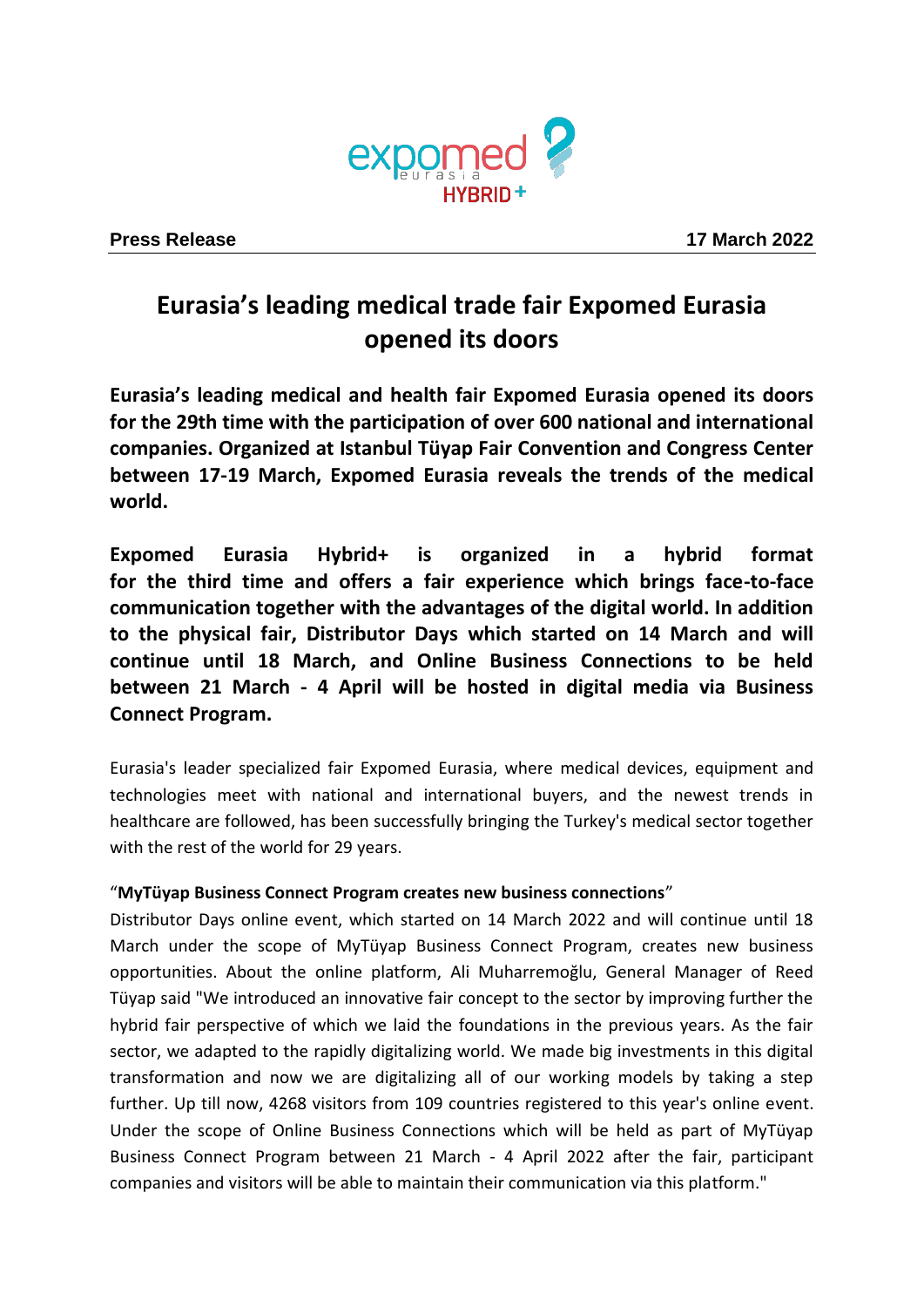**Press Release** **17 March 2022**

# Eurasia’s leading medical trade fair Expomed Eurasia opened its doors

**Eurasia’s leading medical and health fair Expomed Eurasia opened its doors for the 29th time with the participation of over 600 national and international companies. Organized at Istanbul Tüyap Fair Convention and Congress Center between 17-19 March, Expomed Eurasia reveals the trends of the medical world.**

**Expomed Eurasia Hybrid+ is organized in a hybrid format for the third time and offers a fair experience which brings face-to-face communication together with the advantages of the digital world. In addition to the physical fair, Distributor Days which started on 14 March and will continue until 18 March, and Online Business Connections to be held between 21 March - 4 April will be hosted in digital media via Business Connect Program.**

Eurasia's leader specialized fair Expomed Eurasia, where medical devices, equipment and technologies meet with national and international buyers, and the newest trends in healthcare are followed, has been successfully bringing the Turkey's medical sector together with the rest of the world for 29 years.

“**MyTüyap Business Connect Program creates new business connections**”

Distributor Days online event, which started on 14 March 2022 and will continue until 18 March under the scope of MyTüyap Business Connect Program, creates new business opportunities. About the online platform, Ali Muharremoğlu, General Manager of Reed Tüyap said "We introduced an innovative fair concept to the sector by improving further the hybrid fair perspective of which we laid the foundations in the previous years. As the fair sector, we adapted to the rapidly digitalizing world. We made big investments in this digital transformation and now we are digitalizing all of our working models by taking a step further. Up till now, 4268 visitors from 109 countries registered to this year's online event. Under the scope of Online Business Connections which will be held as part of MyTüyap Business Connect Program between 21 March - 4 April 2022 after the fair, participant companies and visitors will be able to maintain their communication via this platform."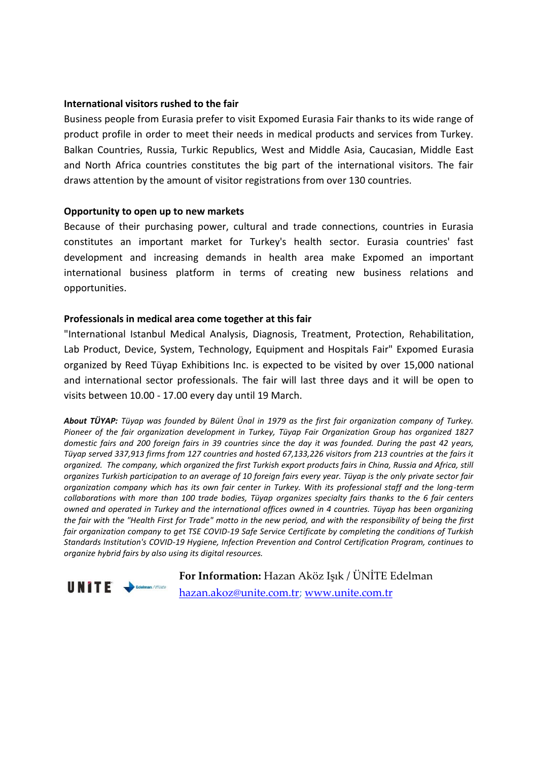**International visitors rushed to the fair**

Business people from Eurasia prefer to visit Expomed Eurasia Fair thanks to its wide range of product profile in order to meet their needs in medical products and services from Turkey. Balkan Countries, Russia, Turkic Republics, West and Middle Asia, Caucasian, Middle East and North Africa countries constitutes the big part of the international visitors. The fair draws attention by the amount of visitor registrations from over 130 countries.

**Opportunity to open up to new markets**

Because of their purchasing power, cultural and trade connections, countries in Eurasia constitutes an important market for Turkey's health sector. Eurasia countries' fast development and increasing demands in health area make Expomed an important international business platform in terms of creating new business relations and opportunities.

**Professionals in medical area come together at this fair**

"International Istanbul Medical Analysis, Diagnosis, Treatment, Protection, Rehabilitation, Lab Product, Device, System, Technology, Equipment and Hospitals Fair" Expomed Eurasia organized by Reed Tüyap Exhibitions Inc. is expected to be visited by over 15,000 national and international sector professionals. The fair will last three days and it will be open to visits between 10.00 - 17.00 every day until 19 March.

***About TÜYAP:*** *Tüyap was founded by Bülent Ünal in 1979 as the first fair organization company of Turkey. Pioneer of the fair organization development in Turkey, Tüyap Fair Organization Group has organized 1827 domestic fairs and 200 foreign fairs in 39 countries since the day it was founded. During the past 42 years, Tüyap served 337,913 firms from 127 countries and hosted 67,133,226 visitors from 213 countries at the fairs it organized. The company, which organized the first Turkish export products fairs in China, Russia and Africa, still organizes Turkish participation to an average of 10 foreign fairs every year. Tüyap is the only private sector fair organization company which has its own fair center in Turkey. With its professional staff and the long-term collaborations with more than 100 trade bodies, Tüyap organizes specialty fairs thanks to the 6 fair centers owned and operated in Turkey and the international offices owned in 4 countries. Tüyap has been organizing the fair with the "Health First for Trade" motto in the new period, and with the responsibility of being the first fair organization company to get TSE COVID-19 Safe Service Certificate by completing the conditions of Turkish Standards Institution's COVID-19 Hygiene, Infection Prevention and Control Certification Program, continues to organize hybrid fairs by also using its digital resources.*

UNITE Edelman Affiliate

**For Information:** Hazan Aköz Işık / ÜNİTE Edelman
hazan.akoz@unite.com.tr; www.unite.com.tr